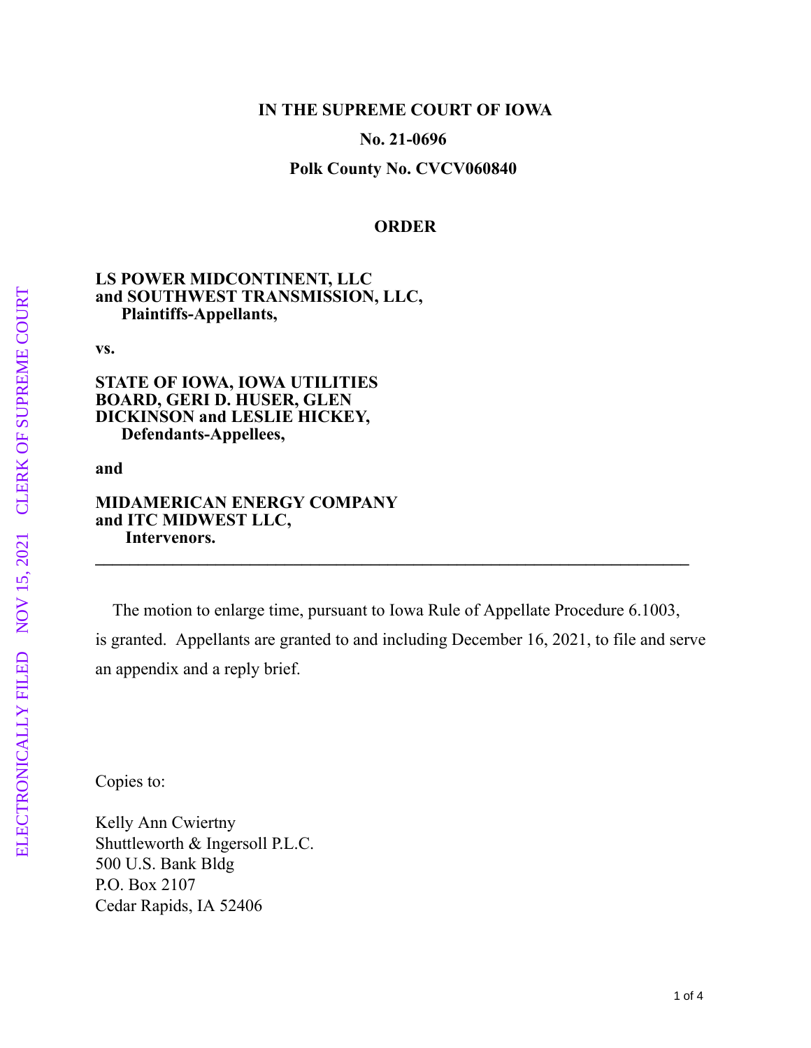**IN THE SUPREME COURT OF IOWA**

**No. 21-0696**

**Polk County No. CVCV060840**

**ORDER**

**LS POWER MIDCONTINENT, LLC and SOUTHWEST TRANSMISSION, LLC,**
**Plaintiffs-Appellants,**

**vs.**

**STATE OF IOWA, IOWA UTILITIES BOARD, GERI D. HUSER, GLEN DICKINSON and LESLIE HICKEY,**
**Defendants-Appellees,**

**and**

**MIDAMERICAN ENERGY COMPANY and ITC MIDWEST LLC,**
**Intervenors.**

---

The motion to enlarge time, pursuant to Iowa Rule of Appellate Procedure 6.1003, is granted. Appellants are granted to and including December 16, 2021, to file and serve an appendix and a reply brief.

Copies to:

Kelly Ann Cwiertny
Shuttleworth & Ingersoll P.L.C.
500 U.S. Bank Bldg
P.O. Box 2107
Cedar Rapids, IA 52406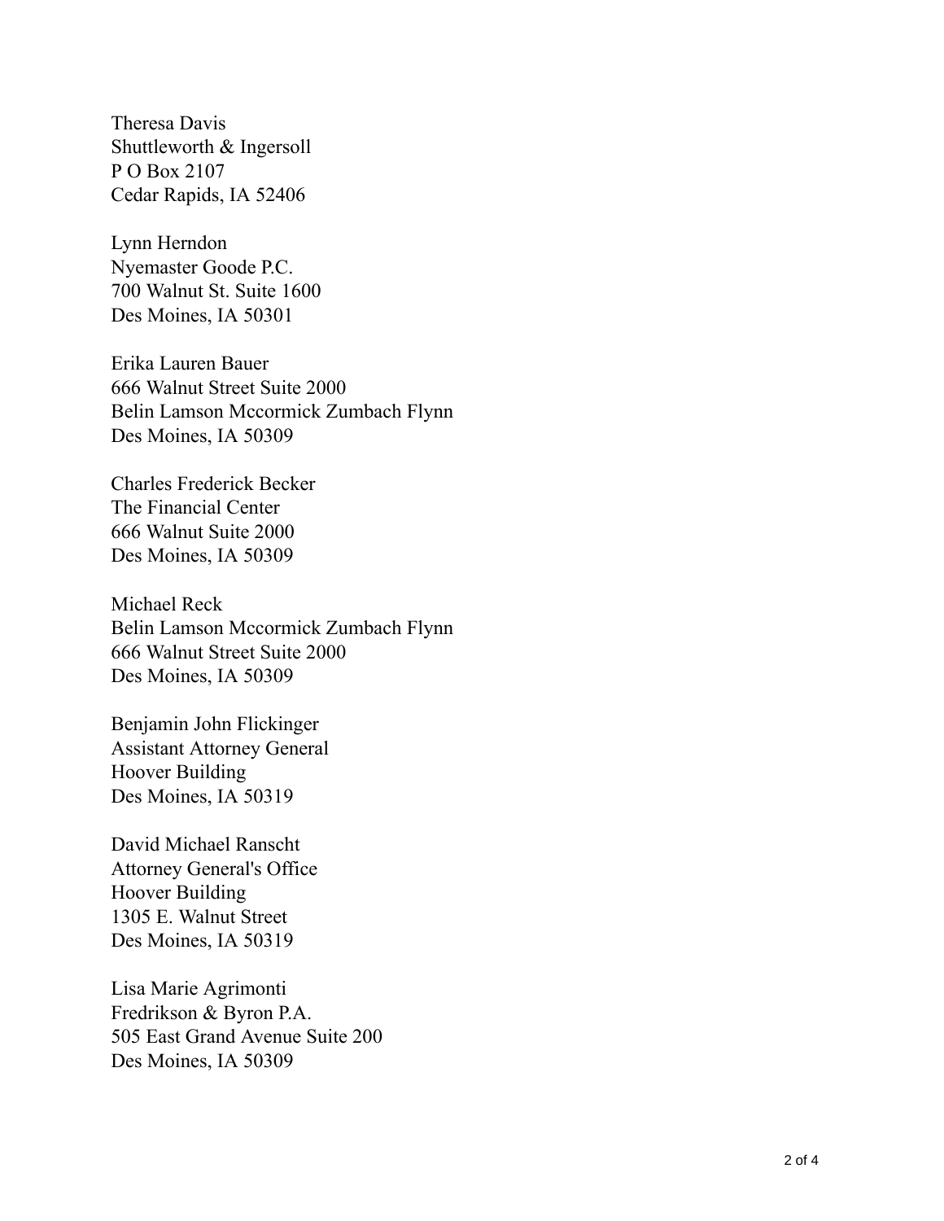Theresa Davis
Shuttleworth & Ingersoll
P O Box 2107
Cedar Rapids, IA 52406

Lynn Herndon
Nyemaster Goode P.C.
700 Walnut St. Suite 1600
Des Moines, IA 50301

Erika Lauren Bauer
666 Walnut Street Suite 2000
Belin Lamson Mccormick Zumbach Flynn
Des Moines, IA 50309

Charles Frederick Becker
The Financial Center
666 Walnut Suite 2000
Des Moines, IA 50309

Michael Reck
Belin Lamson Mccormick Zumbach Flynn
666 Walnut Street Suite 2000
Des Moines, IA 50309

Benjamin John Flickinger
Assistant Attorney General
Hoover Building
Des Moines, IA 50319

David Michael Ranscht
Attorney General's Office
Hoover Building
1305 E. Walnut Street
Des Moines, IA 50319

Lisa Marie Agrimonti
Fredrikson & Byron P.A.
505 East Grand Avenue Suite 200
Des Moines, IA 50309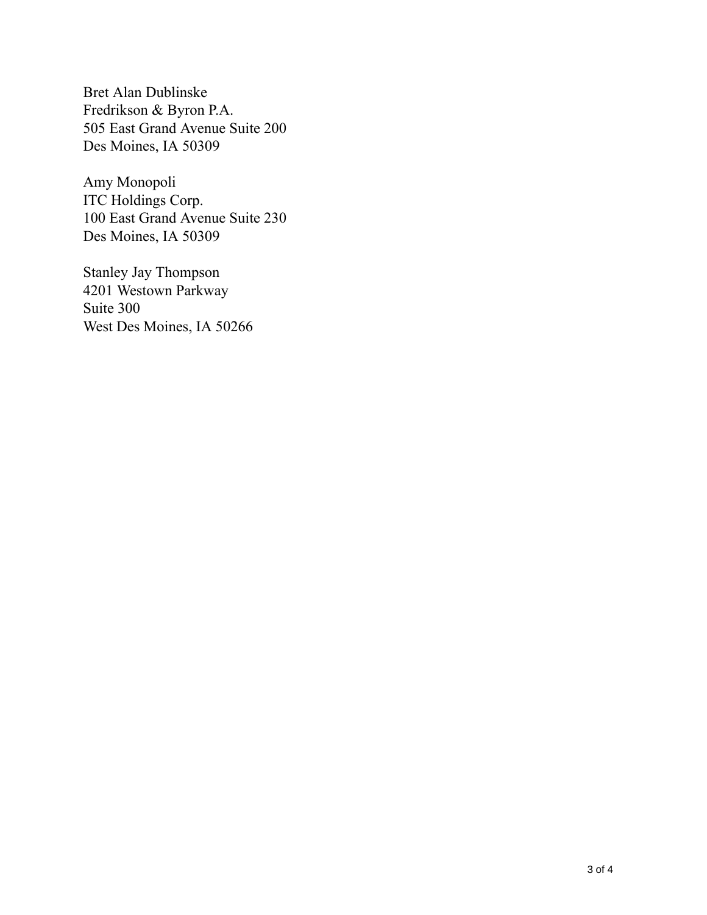Bret Alan Dublinske  
Fredrikson & Byron P.A.  
505 East Grand Avenue Suite 200  
Des Moines, IA 50309

Amy Monopoli  
ITC Holdings Corp.  
100 East Grand Avenue Suite 230  
Des Moines, IA 50309

Stanley Jay Thompson  
4201 Westown Parkway  
Suite 300  
West Des Moines, IA 50266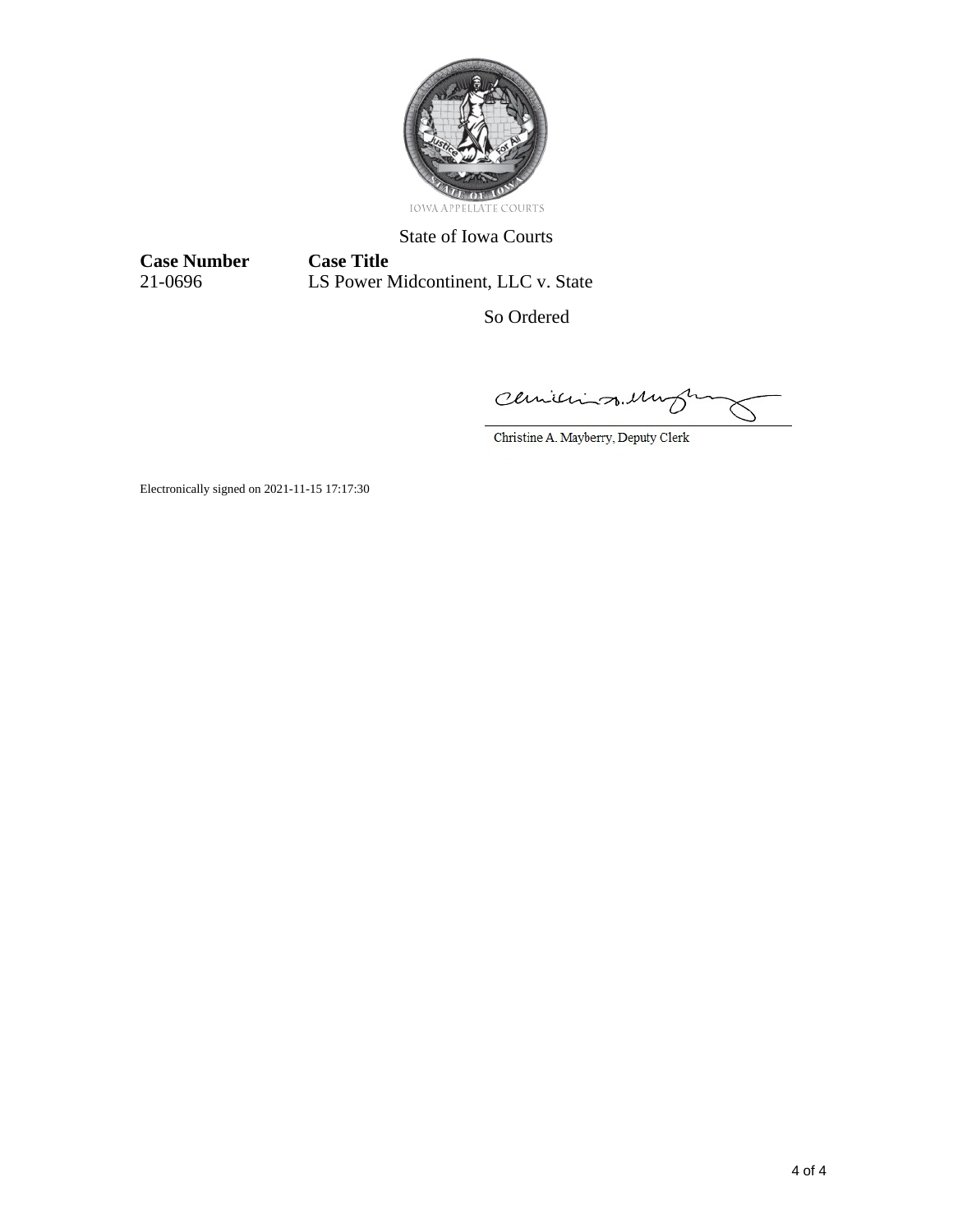IOWA APPELLATE COURTS

State of Iowa Courts

| **Case Number** | **Case Title** |
|---|---|
| 21-0696 | LS Power Midcontinent, LLC v. State |

So Ordered

Christine A. Mayberry, Deputy Clerk

Electronically signed on 2021-11-15 17:17:30